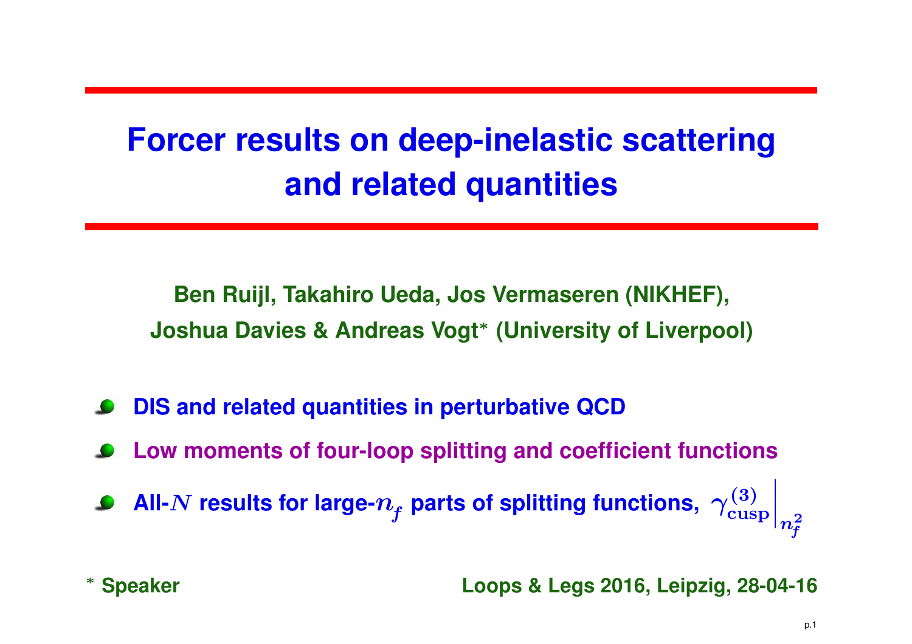# Forcer results on deep-inelastic scattering and related quantities

**Ben Ruijl, Takahiro Ueda, Jos Vermaseren (NIKHEF),**
**Joshua Davies & Andreas Vogt\* (University of Liverpool)**

- **DIS and related quantities in perturbative QCD**
- **Low moments of four-loop splitting and coefficient functions**
- **All-$N$ results for large-$n_f$ parts of splitting functions, $\gamma_{\rm cusp}^{(3)}\Big|_{n_f^2}$**

\* **Speaker**

**Loops & Legs 2016, Leipzig, 28-04-16**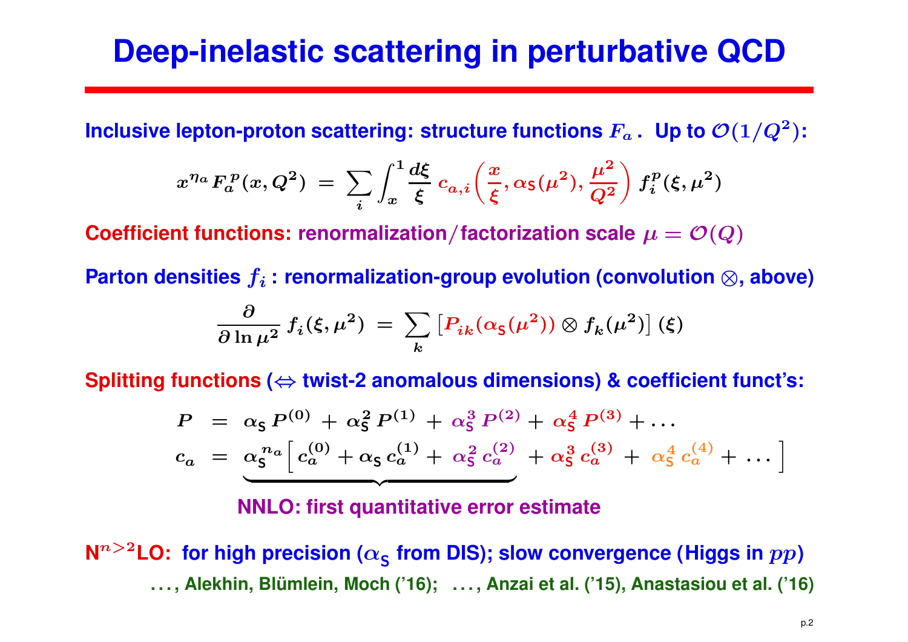# Deep-inelastic scattering in perturbative QCD

**Inclusive lepton-proton scattering: structure functions $F_a$ . Up to $\mathcal{O}(1/Q^2)$:**

$$x^{\eta_a} F_a^{\,p}(x, Q^2) \;=\; \sum_i \int_x^1 \frac{d\xi}{\xi}\, c_{a,i}\!\left(\frac{x}{\xi}, \alpha_{\mathsf{S}}(\mu^2), \frac{\mu^2}{Q^2}\right) f_i^{\,p}(\xi, \mu^2)$$

**Coefficient functions: renormalization/factorization scale $\mu = \mathcal{O}(Q)$**

**Parton densities $f_i$ : renormalization-group evolution (convolution $\otimes$, above)**

$$\frac{\partial}{\partial \ln \mu^2}\, f_i(\xi, \mu^2) \;=\; \sum_k \left[ P_{ik}(\alpha_{\mathsf{S}}(\mu^2)) \otimes f_k(\mu^2) \right](\xi)$$

**Splitting functions ($\Leftrightarrow$ twist-2 anomalous dimensions) & coefficient funct's:**

$$\begin{aligned}
P \;&=\; \alpha_{\mathsf{S}}\, P^{(0)} + \alpha_{\mathsf{S}}^2\, P^{(1)} + \alpha_{\mathsf{S}}^3\, P^{(2)} + \alpha_{\mathsf{S}}^4\, P^{(3)} + \ldots \\
c_a \;&=\; \underbrace{\alpha_{\mathsf{S}}^{\,n_a} \Big[\, c_a^{(0)} + \alpha_{\mathsf{S}}\, c_a^{(1)} + \alpha_{\mathsf{S}}^2\, c_a^{(2)}}_{} \;+\; \alpha_{\mathsf{S}}^3\, c_a^{(3)} \;+\; \alpha_{\mathsf{S}}^4\, c_a^{(4)} + \ldots \Big]
\end{aligned}$$

**NNLO: first quantitative error estimate**

**N$^{n>2}$LO: for high precision ($\alpha_{\mathsf{S}}$ from DIS); slow convergence (Higgs in $pp$)**

**. . . , Alekhin, Blümlein, Moch ('16); . . . , Anzai et al. ('15), Anastasiou et al. ('16)**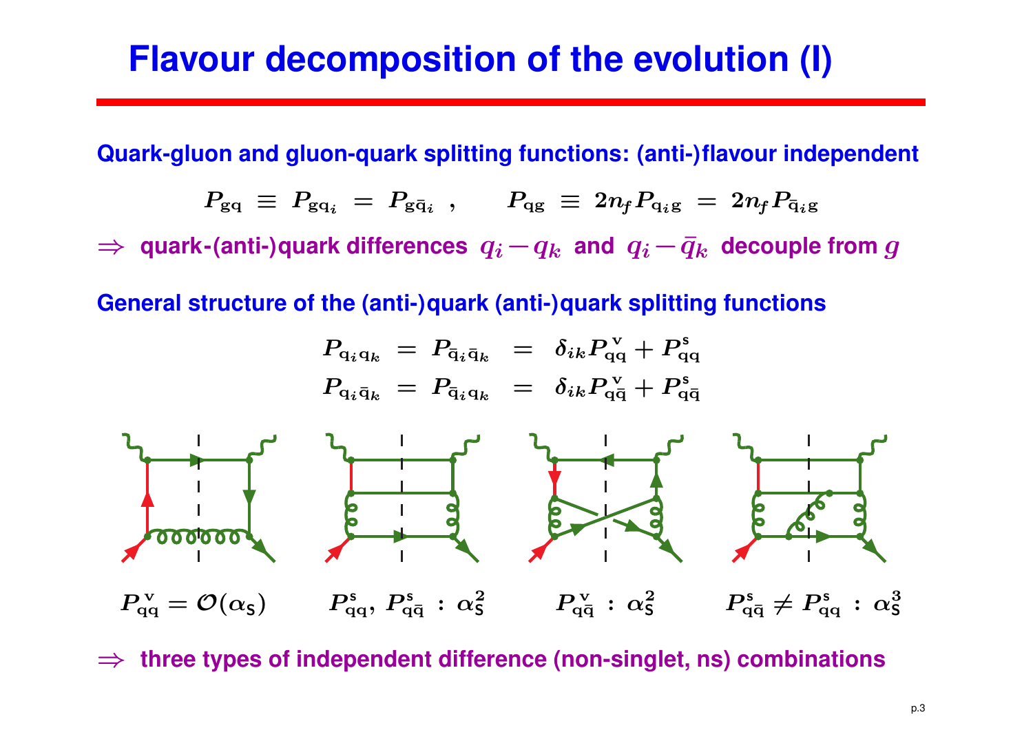# Flavour decomposition of the evolution (I)

**Quark-gluon and gluon-quark splitting functions: (anti-)flavour independent**

$$P_{\mathrm{gq}} \;\equiv\; P_{\mathrm{gq}_i} \;=\; P_{\mathrm{g\bar{q}}_i} \;, \qquad P_{\mathrm{qg}} \;\equiv\; 2n_f P_{\mathrm{q}_i\mathrm{g}} \;=\; 2n_f P_{\mathrm{\bar{q}}_i\mathrm{g}}$$

$\Rightarrow$ **quark-(anti-)quark differences $q_i - q_k$ and $q_i - \bar{q}_k$ decouple from $g$**

**General structure of the (anti-)quark (anti-)quark splitting functions**

$$P_{\mathrm{q}_i\mathrm{q}_k} \;=\; P_{\mathrm{\bar{q}}_i\mathrm{\bar{q}}_k} \;=\; \delta_{ik} P^{\mathrm{v}}_{\mathrm{qq}} + P^{\mathrm{s}}_{\mathrm{qq}}$$

$$P_{\mathrm{q}_i\mathrm{\bar{q}}_k} \;=\; P_{\mathrm{\bar{q}}_i\mathrm{q}_k} \;=\; \delta_{ik} P^{\mathrm{v}}_{\mathrm{q\bar{q}}} + P^{\mathrm{s}}_{\mathrm{q\bar{q}}}$$

$P^{\mathrm{v}}_{\mathrm{qq}} = \mathcal{O}(\alpha_{\mathrm{s}})$ $\qquad$ $P^{\mathrm{s}}_{\mathrm{qq}},\, P^{\mathrm{s}}_{\mathrm{q\bar{q}}} \,:\, \alpha_{\mathrm{s}}^2$ $\qquad$ $P^{\mathrm{v}}_{\mathrm{q\bar{q}}} \,:\, \alpha_{\mathrm{s}}^2$ $\qquad$ $P^{\mathrm{s}}_{\mathrm{q\bar{q}}} \neq P^{\mathrm{s}}_{\mathrm{qq}} \,:\, \alpha_{\mathrm{s}}^3$

$\Rightarrow$ **three types of independent difference (non-singlet, ns) combinations**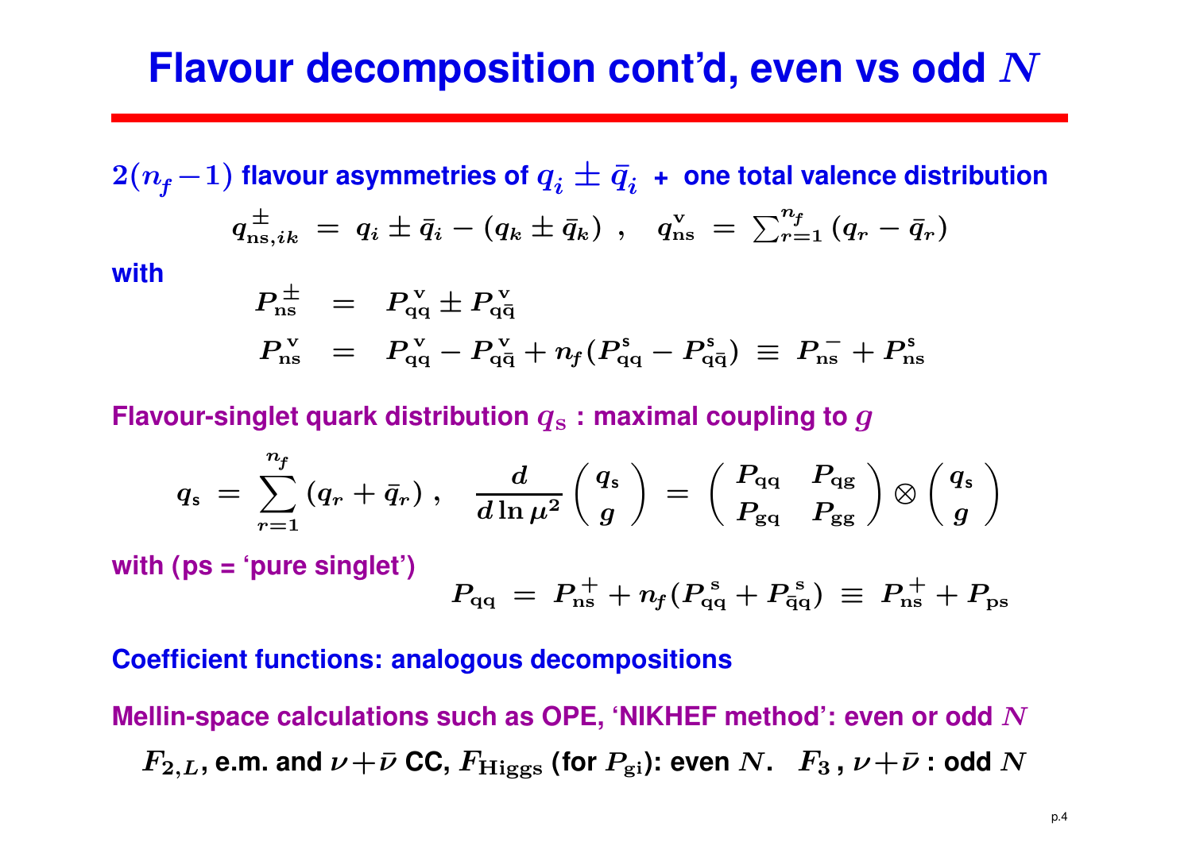# Flavour decomposition cont'd, even vs odd $N$

$2(n_f - 1)$ **flavour asymmetries of** $q_i \pm \bar{q}_i$ **+ one total valence distribution**

$$q^{\pm}_{\mathrm{ns},ik} \; = \; q_i \pm \bar{q}_i - (q_k \pm \bar{q}_k) \;\; , \quad q^{\mathrm{v}}_{\mathrm{ns}} \; = \; \textstyle\sum_{r=1}^{n_f} (q_r - \bar{q}_r)$$

**with**

$$P^{\pm}_{\mathrm{ns}} \;\; = \;\; P^{\mathrm{v}}_{\mathrm{qq}} \pm P^{\mathrm{v}}_{\mathrm{q\bar{q}}}$$

$$P^{\mathrm{v}}_{\mathrm{ns}} \;\; = \;\; P^{\mathrm{v}}_{\mathrm{qq}} - P^{\mathrm{v}}_{\mathrm{q\bar{q}}} + n_f (P^{\mathrm{s}}_{\mathrm{qq}} - P^{\mathrm{s}}_{\mathrm{q\bar{q}}}) \; \equiv \; P^{-}_{\mathrm{ns}} + P^{\mathrm{s}}_{\mathrm{ns}}$$

**Flavour-singlet quark distribution** $q_{\mathrm{s}}$ **: maximal coupling to** $g$

$$q_{\mathrm{s}} \; = \; \sum_{r=1}^{n_f} (q_r + \bar{q}_r) \; , \quad \frac{d}{d \ln \mu^2} \begin{pmatrix} q_{\mathrm{s}} \\ g \end{pmatrix} \; = \; \begin{pmatrix} P_{\mathrm{qq}} & P_{\mathrm{qg}} \\ P_{\mathrm{gq}} & P_{\mathrm{gg}} \end{pmatrix} \otimes \begin{pmatrix} q_{\mathrm{s}} \\ g \end{pmatrix}$$

**with (ps = 'pure singlet')**

$$P_{\mathrm{qq}} \; = \; P^{+}_{\mathrm{ns}} + n_f (P^{\mathrm{s}}_{\mathrm{qq}} + P^{\mathrm{s}}_{\mathrm{\bar{q}q}}) \; \equiv \; P^{+}_{\mathrm{ns}} + P_{\mathrm{ps}}$$

**Coefficient functions: analogous decompositions**

**Mellin-space calculations such as OPE, 'NIKHEF method': even or odd** $N$

$F_{2,L}$**, e.m. and** $\nu + \bar{\nu}$ **CC,** $F_{\mathrm{Higgs}}$ **(for** $P_{\mathrm{gi}}$**): even** $N$**.** $F_3$ **,** $\nu + \bar{\nu}$ **: odd** $N$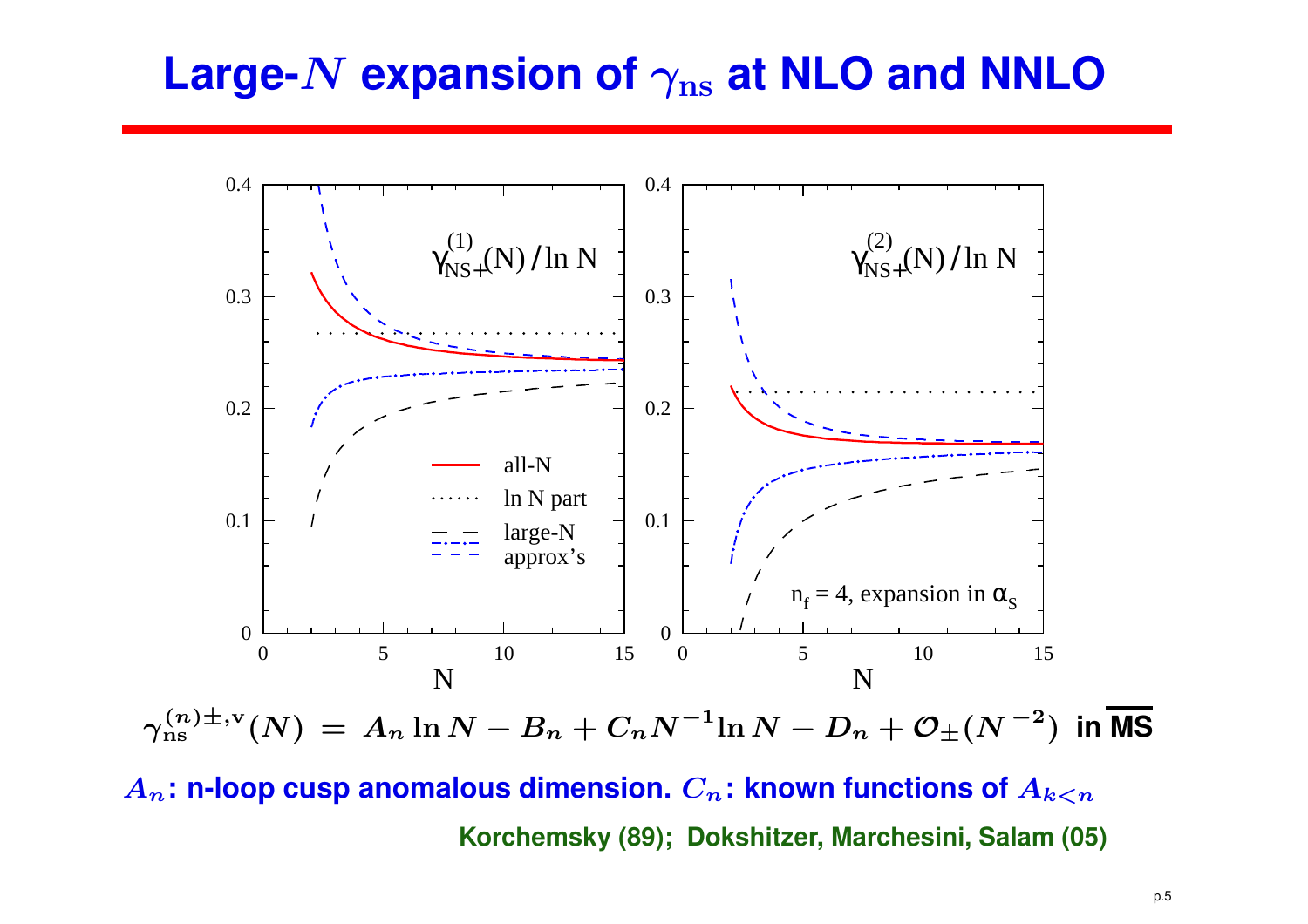# Large-$N$ expansion of $\gamma_{\rm ns}$ at NLO and NNLO

$$\gamma_{\rm ns}^{(n)\pm,{\rm v}}(N) \;=\; A_n \ln N - B_n + C_n N^{-1} \ln N - D_n + \mathcal{O}_{\pm}(N^{-2}) \;\; \text{in } \overline{\text{MS}}$$

$A_n$: n-loop cusp anomalous dimension. $C_n$: known functions of $A_{k<n}$

**Korchemsky (89); Dokshitzer, Marchesini, Salam (05)**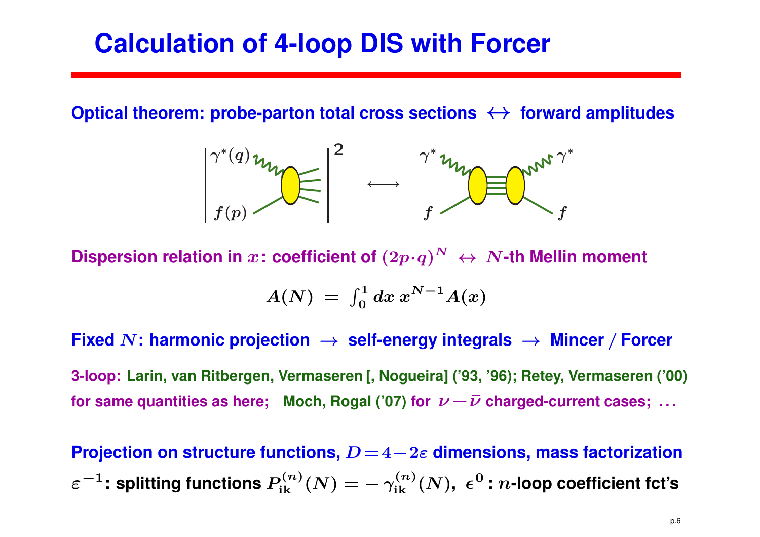# Calculation of 4-loop DIS with Forcer

**Optical theorem: probe-parton total cross sections $\leftrightarrow$ forward amplitudes**

**Dispersion relation in $x$: coefficient of $(2p\cdot q)^N \;\leftrightarrow\; N$-th Mellin moment**

$$A(N) \;=\; \int_0^1 dx\, x^{N-1} A(x)$$

**Fixed $N$: harmonic projection $\rightarrow$ self-energy integrals $\rightarrow$ Mincer / Forcer**

**3-loop: Larin, van Ritbergen, Vermaseren [, Nogueira] ('93, '96); Retey, Vermaseren ('00) for same quantities as here; Moch, Rogal ('07) for $\nu - \bar{\nu}$ charged-current cases; ...**

**Projection on structure functions, $D = 4 - 2\varepsilon$ dimensions, mass factorization**

**$\varepsilon^{-1}$: splitting functions $P_{\rm ik}^{(n)}(N) = -\,\gamma_{\rm ik}^{(n)}(N)$, $\epsilon^0$ : $n$-loop coefficient fct's**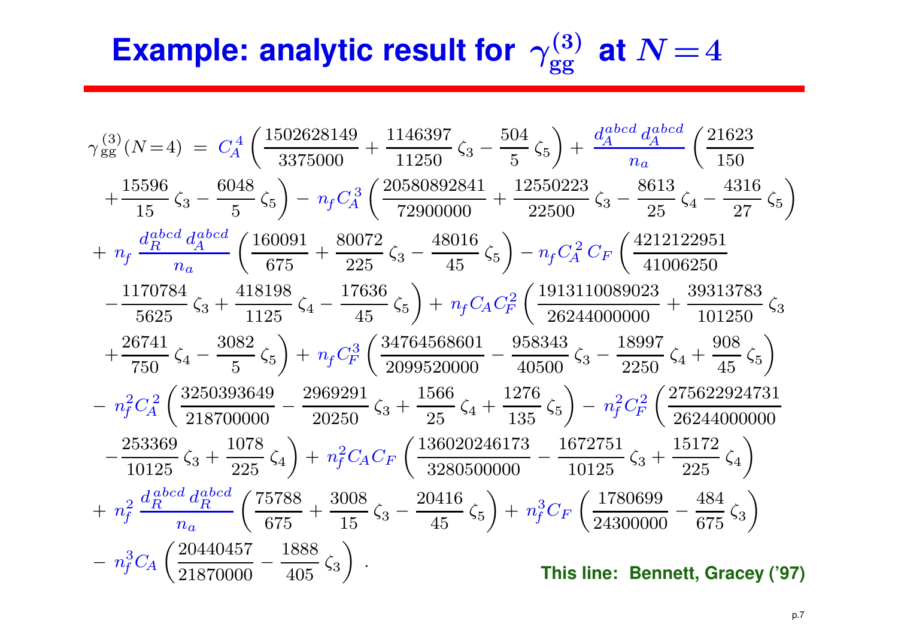# Example: analytic result for $\gamma_{\rm gg}^{(3)}$ at $N = 4$

$$
\begin{aligned}
\gamma_{\rm gg}^{(3)}(N\!=\!4) \;=\;& C_A^4 \left( \frac{1502628149}{3375000} + \frac{1146397}{11250}\,\zeta_3 - \frac{504}{5}\,\zeta_5 \right) + \frac{d_A^{abcd}\,d_A^{abcd}}{n_a} \left( \frac{21623}{150} \right. \\
&\left. + \frac{15596}{15}\,\zeta_3 - \frac{6048}{5}\,\zeta_5 \right) - n_f C_A^3 \left( \frac{20580892841}{72900000} + \frac{12550223}{22500}\,\zeta_3 - \frac{8613}{25}\,\zeta_4 - \frac{4316}{27}\,\zeta_5 \right) \\
&+ n_f\,\frac{d_R^{abcd}\,d_A^{abcd}}{n_a} \left( \frac{160091}{675} + \frac{80072}{225}\,\zeta_3 - \frac{48016}{45}\,\zeta_5 \right) - n_f C_A^2\, C_F \left( \frac{4212122951}{41006250} \right. \\
&\left. - \frac{1170784}{5625}\,\zeta_3 + \frac{418198}{1125}\,\zeta_4 - \frac{17636}{45}\,\zeta_5 \right) + n_f C_A C_F^2 \left( \frac{1913110089023}{26244000000} + \frac{39313783}{101250}\,\zeta_3 \right. \\
&\left. + \frac{26741}{750}\,\zeta_4 - \frac{3082}{5}\,\zeta_5 \right) + n_f C_F^3 \left( \frac{34764568601}{2099520000} - \frac{958343}{40500}\,\zeta_3 - \frac{18997}{2250}\,\zeta_4 + \frac{908}{45}\,\zeta_5 \right) \\
&- n_f^2 C_A^2 \left( \frac{3250393649}{218700000} - \frac{2969291}{20250}\,\zeta_3 + \frac{1566}{25}\,\zeta_4 + \frac{1276}{135}\,\zeta_5 \right) - n_f^2 C_F^2 \left( \frac{275622924731}{26244000000} \right. \\
&\left. - \frac{253369}{10125}\,\zeta_3 + \frac{1078}{225}\,\zeta_4 \right) + n_f^2 C_A C_F \left( \frac{136020246173}{3280500000} - \frac{1672751}{10125}\,\zeta_3 + \frac{15172}{225}\,\zeta_4 \right) \\
&+ n_f^2\,\frac{d_R^{abcd}\,d_R^{abcd}}{n_a} \left( \frac{75788}{675} + \frac{3008}{15}\,\zeta_3 - \frac{20416}{45}\,\zeta_5 \right) + n_f^3 C_F \left( \frac{1780699}{24300000} - \frac{484}{675}\,\zeta_3 \right) \\
&- n_f^3 C_A \left( \frac{20440457}{21870000} - \frac{1888}{405}\,\zeta_3 \right) .
\end{aligned}
$$

**This line: Bennett, Gracey ('97)**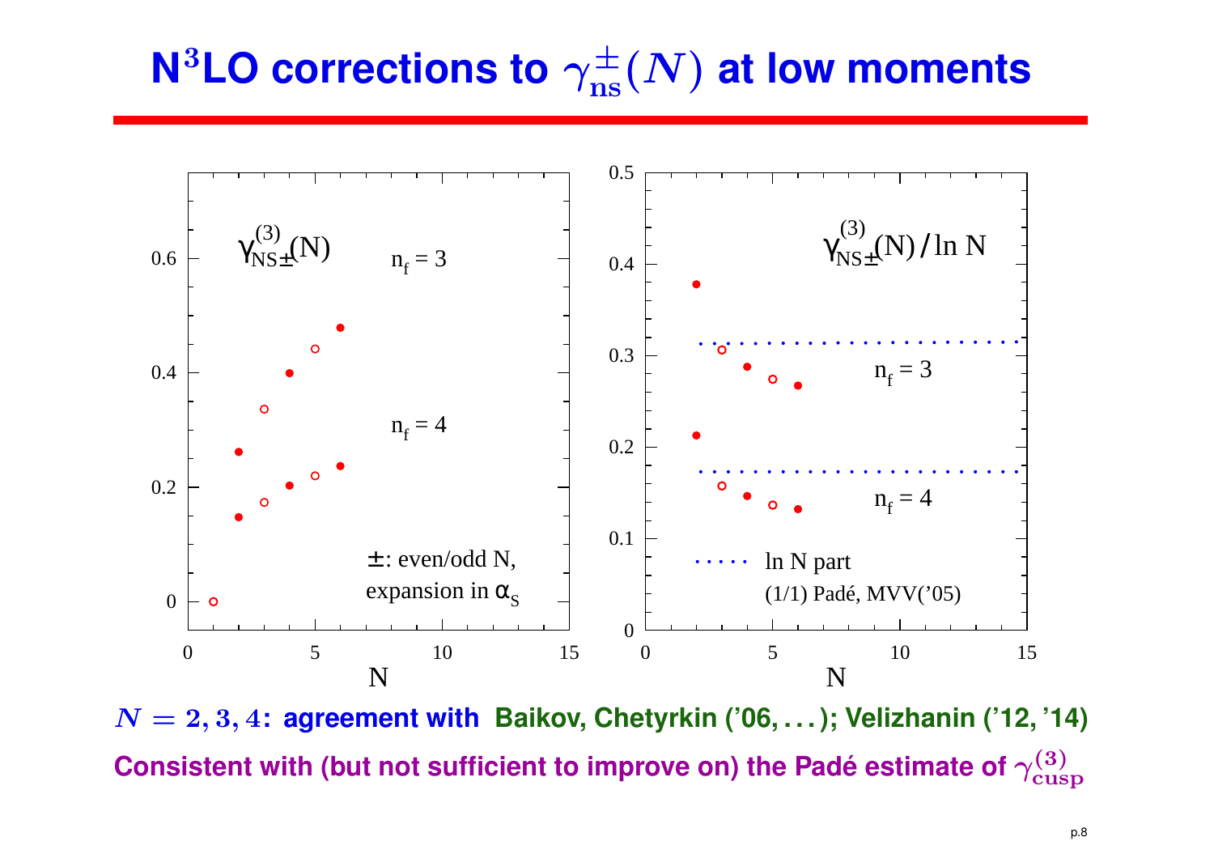# $\mathbf{N^3}$LO corrections to $\gamma_{\mathbf{ns}}^{\pm}(N)$ at low moments

$N = 2, 3, 4$: **agreement with Baikov, Chetyrkin ('06, ...); Velizhanin ('12, '14)**

**Consistent with (but not sufficient to improve on) the Padé estimate of $\gamma_{\mathbf{cusp}}^{(3)}$**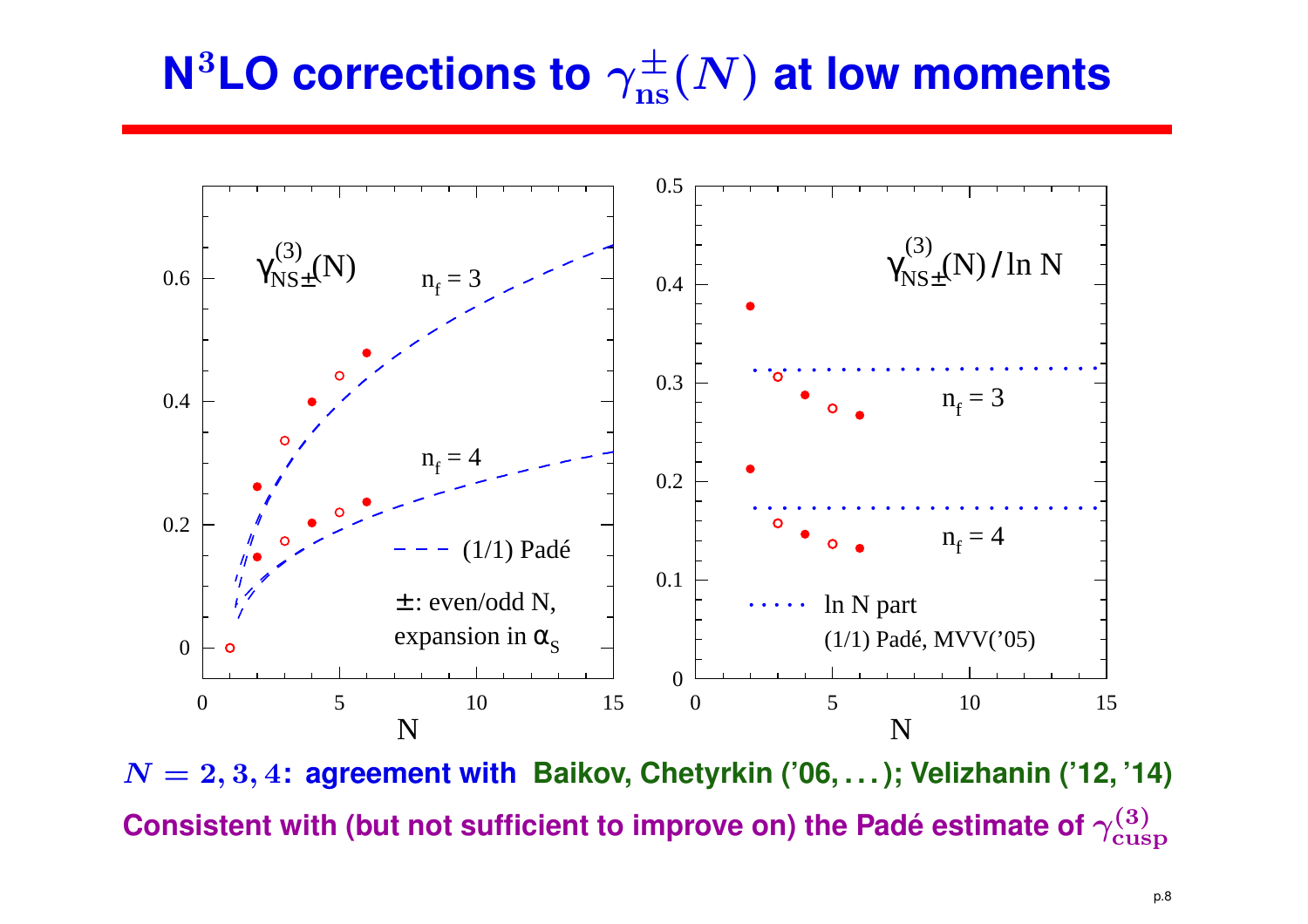# $\mathbf{N^3}$LO corrections to $\gamma_{\mathbf{ns}}^{\pm}(N)$ at low moments

$\gamma^{(3)}_{\mathrm{NS}\pm}(N)$

$n_f = 3$

$n_f = 4$

- - - (1/1) Padé

$\pm$: even/odd N, expansion in $\alpha_s$

$\gamma^{(3)}_{\mathrm{NS}\pm}(N) / \ln N$

$n_f = 3$

$n_f = 4$

· · · · ln N part (1/1) Padé, MVV('05)

**$N = 2, 3, 4$: agreement with Baikov, Chetyrkin ('06, . . . ); Velizhanin ('12, '14)**

**Consistent with (but not sufficient to improve on) the Padé estimate of $\gamma^{(3)}_{\mathbf{cusp}}$**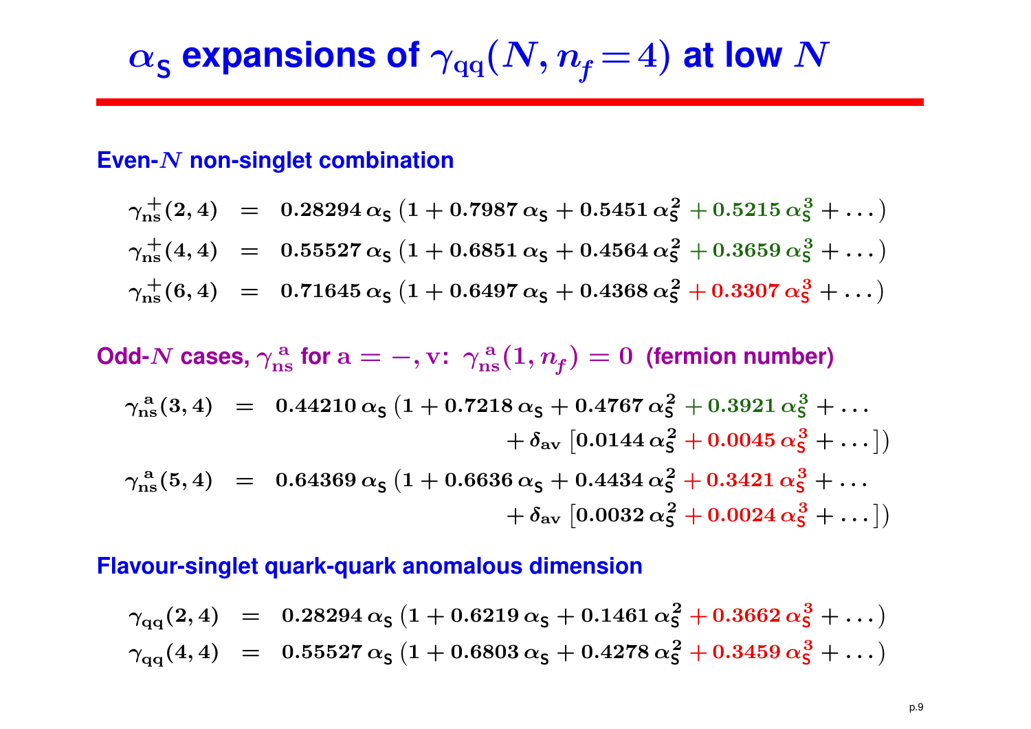# $\alpha_s$ expansions of $\gamma_{qq}(N, n_f = 4)$ at low $N$

**Even-$N$ non-singlet combination**

$$\gamma_{ns}^{+}(2,4) \;=\; 0.28294\,\alpha_s \left(1 + 0.7987\,\alpha_s + 0.5451\,\alpha_s^2 + 0.5215\,\alpha_s^3 + \ldots\right)$$

$$\gamma_{ns}^{+}(4,4) \;=\; 0.55527\,\alpha_s \left(1 + 0.6851\,\alpha_s + 0.4564\,\alpha_s^2 + 0.3659\,\alpha_s^3 + \ldots\right)$$

$$\gamma_{ns}^{+}(6,4) \;=\; 0.71645\,\alpha_s \left(1 + 0.6497\,\alpha_s + 0.4368\,\alpha_s^2 + 0.3307\,\alpha_s^3 + \ldots\right)$$

**Odd-$N$ cases, $\gamma_{ns}^{a}$ for $a = -, v$: $\gamma_{ns}^{a}(1, n_f) = 0$ (fermion number)**

$$\gamma_{ns}^{a}(3,4) \;=\; 0.44210\,\alpha_s \left(1 + 0.7218\,\alpha_s + 0.4767\,\alpha_s^2 + 0.3921\,\alpha_s^3 + \ldots + \delta_{av}\left[0.0144\,\alpha_s^2 + 0.0045\,\alpha_s^3 + \ldots\right]\right)$$

$$\gamma_{ns}^{a}(5,4) \;=\; 0.64369\,\alpha_s \left(1 + 0.6636\,\alpha_s + 0.4434\,\alpha_s^2 + 0.3421\,\alpha_s^3 + \ldots + \delta_{av}\left[0.0032\,\alpha_s^2 + 0.0024\,\alpha_s^3 + \ldots\right]\right)$$

**Flavour-singlet quark-quark anomalous dimension**

$$\gamma_{qq}(2,4) \;=\; 0.28294\,\alpha_s \left(1 + 0.6219\,\alpha_s + 0.1461\,\alpha_s^2 + 0.3662\,\alpha_s^3 + \ldots\right)$$

$$\gamma_{qq}(4,4) \;=\; 0.55527\,\alpha_s \left(1 + 0.6803\,\alpha_s + 0.4278\,\alpha_s^2 + 0.3459\,\alpha_s^3 + \ldots\right)$$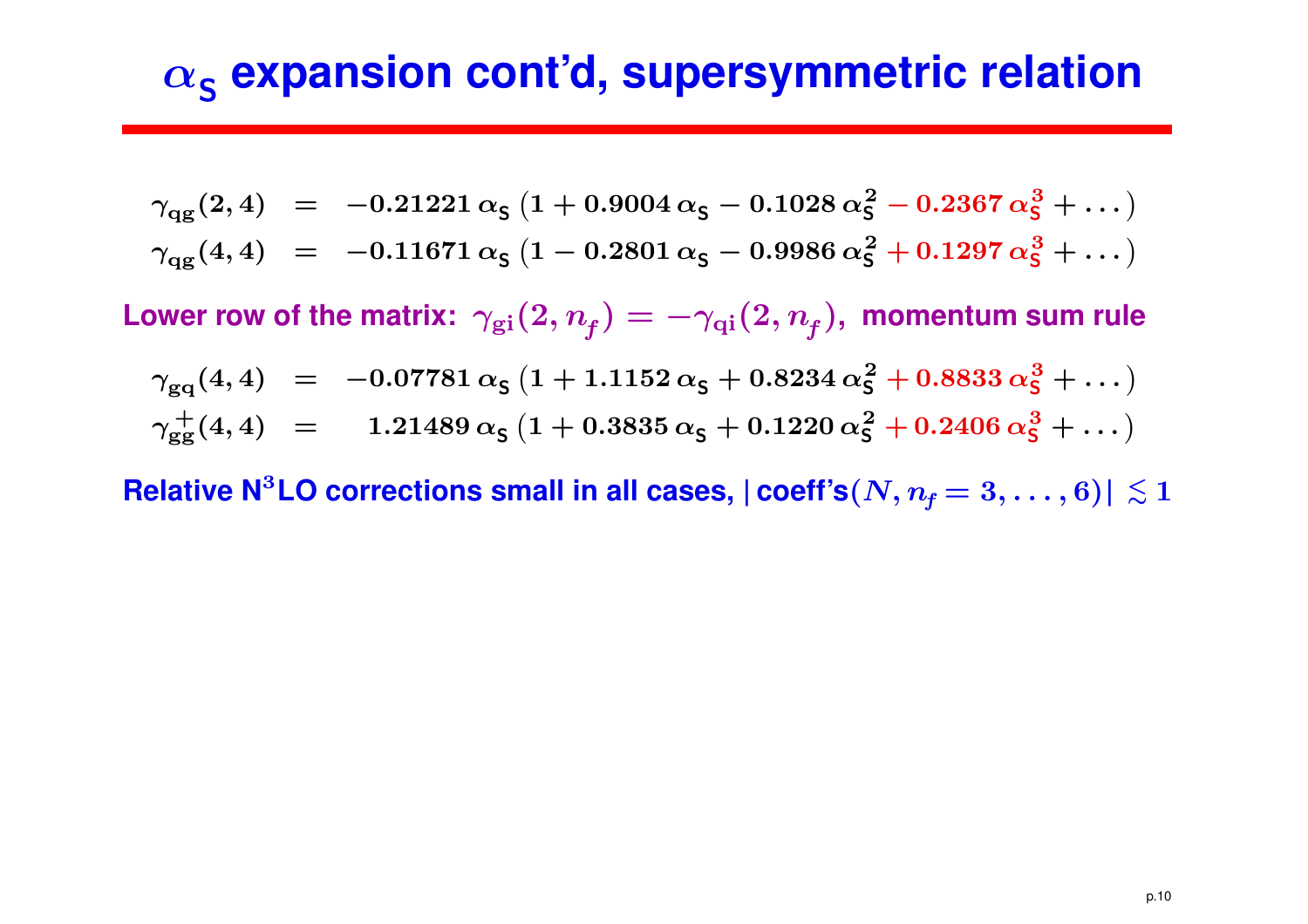# $\alpha_{\mathsf{S}}$ expansion cont'd, supersymmetric relation

$$
\begin{aligned}
\gamma_{\rm qg}(2,4) &= -0.21221\,\alpha_{\mathsf{S}}\left(1 + 0.9004\,\alpha_{\mathsf{S}} - 0.1028\,\alpha_{\mathsf{S}}^2 - 0.2367\,\alpha_{\mathsf{S}}^3 + \ldots\right) \\
\gamma_{\rm qg}(4,4) &= -0.11671\,\alpha_{\mathsf{S}}\left(1 - 0.2801\,\alpha_{\mathsf{S}} - 0.9986\,\alpha_{\mathsf{S}}^2 + 0.1297\,\alpha_{\mathsf{S}}^3 + \ldots\right)
\end{aligned}
$$

**Lower row of the matrix:** $\gamma_{\rm gi}(2,n_f) = -\gamma_{\rm qi}(2,n_f)$, **momentum sum rule**

$$
\begin{aligned}
\gamma_{\rm gq}(4,4) &= -0.07781\,\alpha_{\mathsf{S}}\left(1 + 1.1152\,\alpha_{\mathsf{S}} + 0.8234\,\alpha_{\mathsf{S}}^2 + 0.8833\,\alpha_{\mathsf{S}}^3 + \ldots\right) \\
\gamma_{\rm gg}^{+}(4,4) &= 1.21489\,\alpha_{\mathsf{S}}\left(1 + 0.3835\,\alpha_{\mathsf{S}} + 0.1220\,\alpha_{\mathsf{S}}^2 + 0.2406\,\alpha_{\mathsf{S}}^3 + \ldots\right)
\end{aligned}
$$

**Relative $\mathrm{N^3LO}$ corrections small in all cases, | coeff's$(N, n_f = 3, \ldots, 6)$| $\lesssim 1$**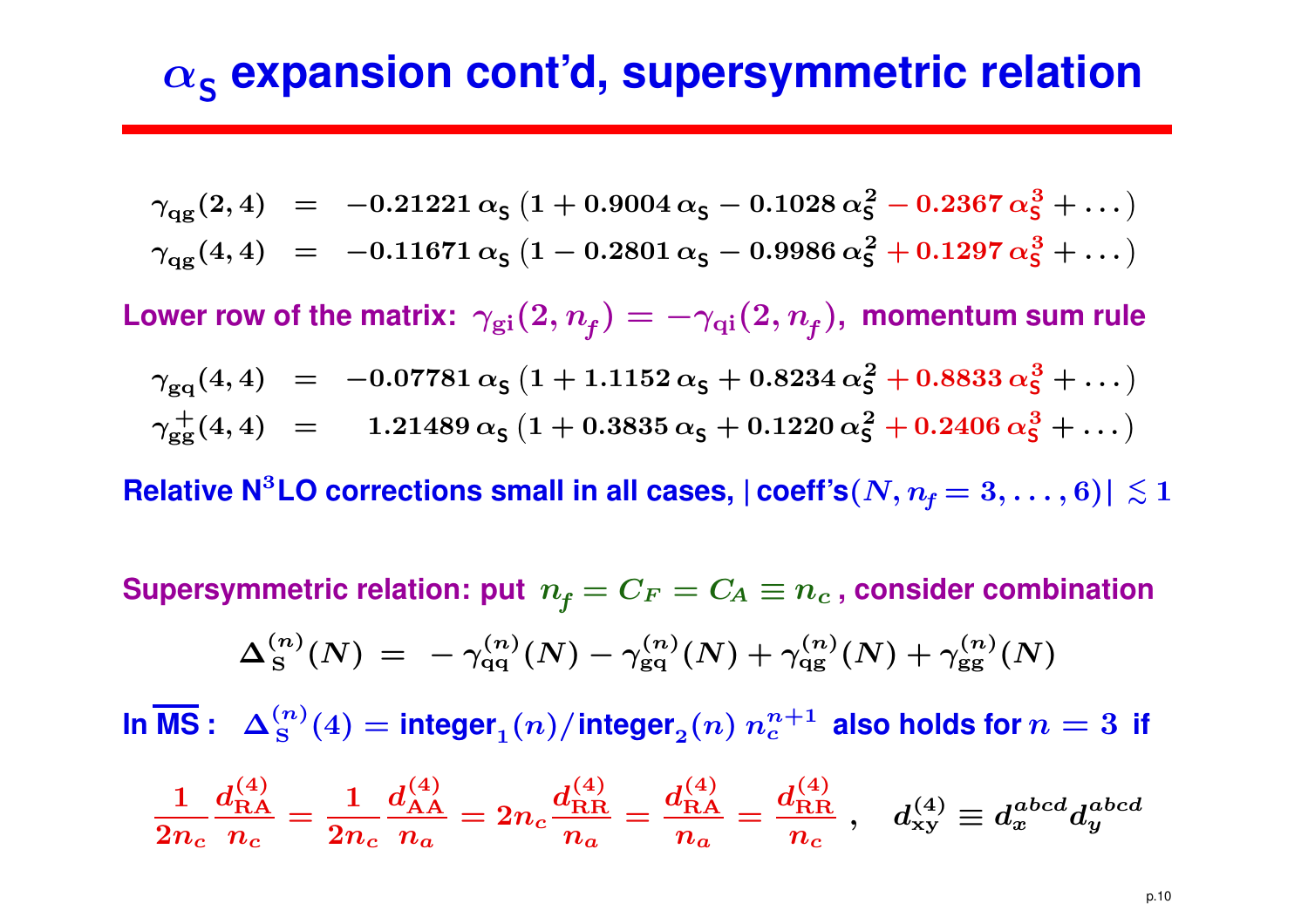# $\alpha_S$ expansion cont'd, supersymmetric relation

$$
\begin{aligned}
\gamma_{\rm qg}(2,4) &= -0.21221\,\alpha_S\,\big(1 + 0.9004\,\alpha_S - 0.1028\,\alpha_S^2 - 0.2367\,\alpha_S^3 + \ldots\big) \\
\gamma_{\rm qg}(4,4) &= -0.11671\,\alpha_S\,\big(1 - 0.2801\,\alpha_S - 0.9986\,\alpha_S^2 + 0.1297\,\alpha_S^3 + \ldots\big)
\end{aligned}
$$

**Lower row of the matrix:** $\gamma_{\rm gi}(2,n_f) = -\gamma_{\rm qi}(2,n_f)$, **momentum sum rule**

$$
\begin{aligned}
\gamma_{\rm gq}(4,4) &= -0.07781\,\alpha_S\,\big(1 + 1.1152\,\alpha_S + 0.8234\,\alpha_S^2 + 0.8833\,\alpha_S^3 + \ldots\big) \\
\gamma_{\rm gg}^{+}(4,4) &= \phantom{-}1.21489\,\alpha_S\,\big(1 + 0.3835\,\alpha_S + 0.1220\,\alpha_S^2 + 0.2406\,\alpha_S^3 + \ldots\big)
\end{aligned}
$$

**Relative N$^3$LO corrections small in all cases, |coeff's$(N, n_f = 3,\ldots,6)$| $\lesssim 1$**

**Supersymmetric relation: put $n_f = C_F = C_A \equiv n_c$, consider combination**

$$
\Delta_{\rm S}^{(n)}(N) \;=\; -\,\gamma_{\rm qq}^{(n)}(N) - \gamma_{\rm gq}^{(n)}(N) + \gamma_{\rm qg}^{(n)}(N) + \gamma_{\rm gg}^{(n)}(N)
$$

**In $\overline{\rm MS}$ :** $\Delta_{\rm S}^{(n)}(4) = \text{integer}_1(n)/\text{integer}_2(n)\; n_c^{n+1}$ **also holds for $n = 3$ if**

$$
\frac{1}{2n_c}\frac{d_{\rm RA}^{(4)}}{n_c} = \frac{1}{2n_c}\frac{d_{\rm AA}^{(4)}}{n_a} = 2n_c\frac{d_{\rm RR}^{(4)}}{n_a} = \frac{d_{\rm RA}^{(4)}}{n_a} = \frac{d_{\rm RR}^{(4)}}{n_c}\;, \quad d_{\rm xy}^{(4)} \equiv d_x^{abcd} d_y^{abcd}
$$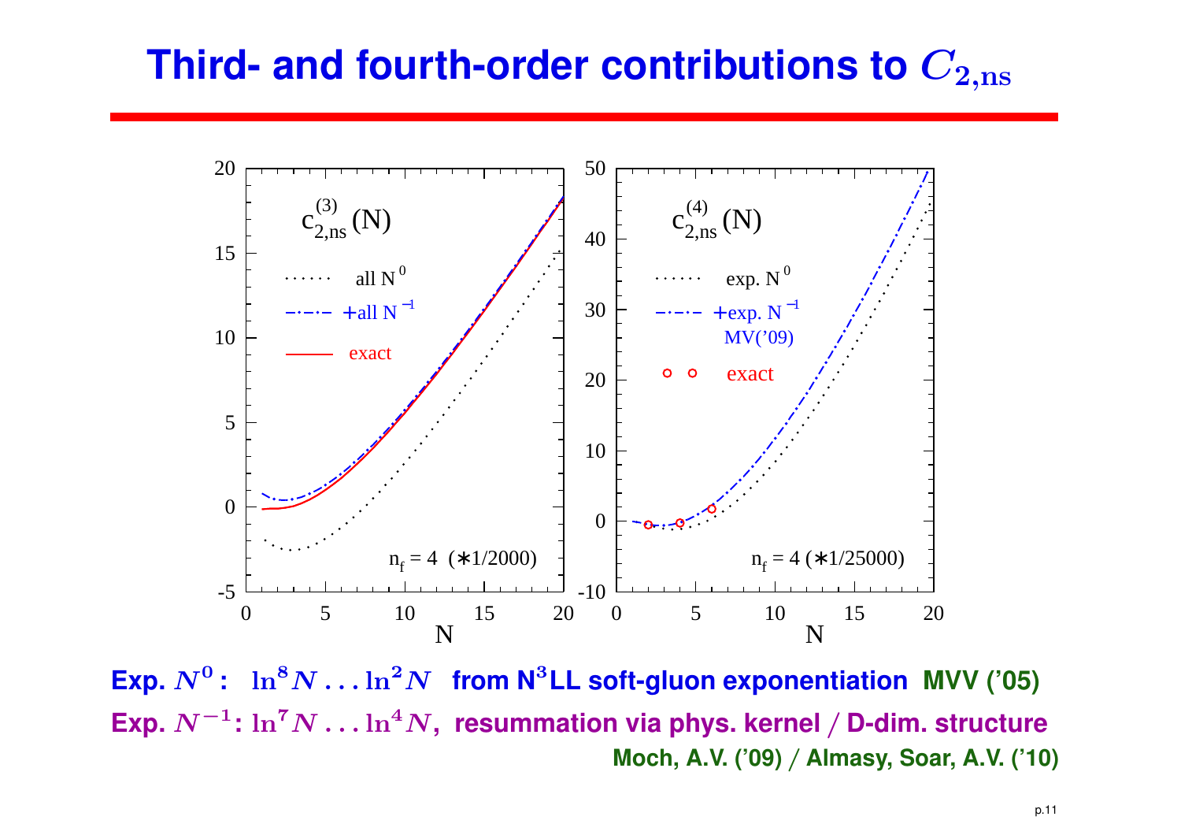# Third- and fourth-order contributions to $C_{2,\mathrm{ns}}$

**Exp. $N^0$ : $\ln^8 N \ldots \ln^2 N$ from N$^3$LL soft-gluon exponentiation MVV ('05)**

**Exp. $N^{-1}$: $\ln^7 N \ldots \ln^4 N$, resummation via phys. kernel / D-dim. structure**

**Moch, A.V. ('09) / Almasy, Soar, A.V. ('10)**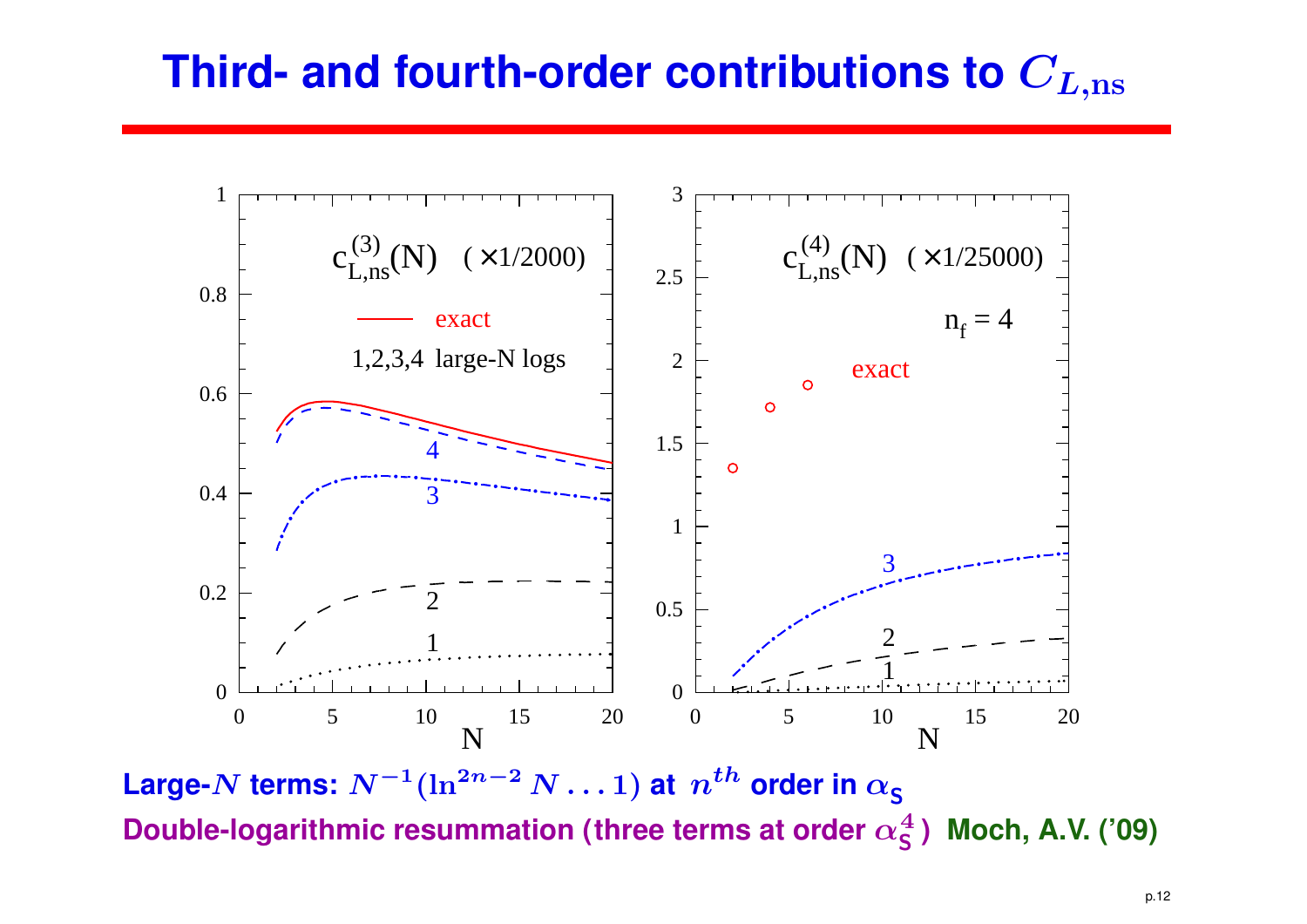# Third- and fourth-order contributions to $C_{L,\mathrm{ns}}$

$c^{(3)}_{L,\mathrm{ns}}(N)$ ( ×1/2000)

exact

1,2,3,4 large-N logs

$c^{(4)}_{L,\mathrm{ns}}(N)$ ( ×1/25000)

$n_f = 4$

**Large-$N$ terms: $N^{-1}(\ln^{2n-2} N \ldots 1)$ at $n^{th}$ order in $\alpha_s$**

**Double-logarithmic resummation (three terms at order $\alpha_s^4$) Moch, A.V. ('09)**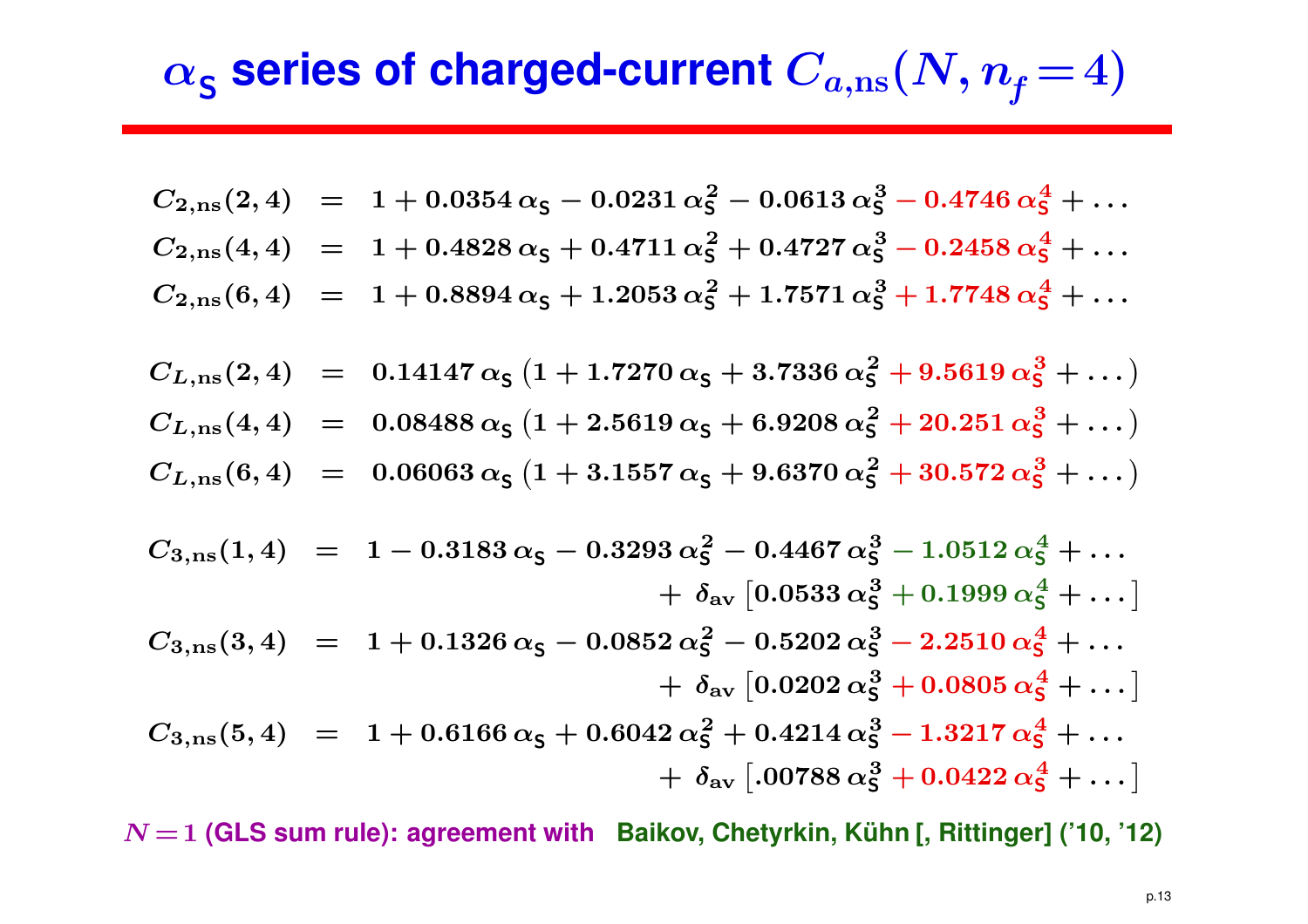# $\alpha_{\mathsf{S}}$ series of charged-current $C_{a,\mathrm{ns}}(N, n_f = 4)$

$$
\begin{aligned}
C_{2,\mathrm{ns}}(2,4) &= 1 + 0.0354\,\alpha_{\mathsf{S}} - 0.0231\,\alpha_{\mathsf{S}}^2 - 0.0613\,\alpha_{\mathsf{S}}^3 - 0.4746\,\alpha_{\mathsf{S}}^4 + \ldots \\
C_{2,\mathrm{ns}}(4,4) &= 1 + 0.4828\,\alpha_{\mathsf{S}} + 0.4711\,\alpha_{\mathsf{S}}^2 + 0.4727\,\alpha_{\mathsf{S}}^3 - 0.2458\,\alpha_{\mathsf{S}}^4 + \ldots \\
C_{2,\mathrm{ns}}(6,4) &= 1 + 0.8894\,\alpha_{\mathsf{S}} + 1.2053\,\alpha_{\mathsf{S}}^2 + 1.7571\,\alpha_{\mathsf{S}}^3 + 1.7748\,\alpha_{\mathsf{S}}^4 + \ldots
\end{aligned}
$$

$$
\begin{aligned}
C_{L,\mathrm{ns}}(2,4) &= 0.14147\,\alpha_{\mathsf{S}}\left(1 + 1.7270\,\alpha_{\mathsf{S}} + 3.7336\,\alpha_{\mathsf{S}}^2 + 9.5619\,\alpha_{\mathsf{S}}^3 + \ldots\right) \\
C_{L,\mathrm{ns}}(4,4) &= 0.08488\,\alpha_{\mathsf{S}}\left(1 + 2.5619\,\alpha_{\mathsf{S}} + 6.9208\,\alpha_{\mathsf{S}}^2 + 20.251\,\alpha_{\mathsf{S}}^3 + \ldots\right) \\
C_{L,\mathrm{ns}}(6,4) &= 0.06063\,\alpha_{\mathsf{S}}\left(1 + 3.1557\,\alpha_{\mathsf{S}} + 9.6370\,\alpha_{\mathsf{S}}^2 + 30.572\,\alpha_{\mathsf{S}}^3 + \ldots\right)
\end{aligned}
$$

$$
\begin{aligned}
C_{3,\mathrm{ns}}(1,4) &= 1 - 0.3183\,\alpha_{\mathsf{S}} - 0.3293\,\alpha_{\mathsf{S}}^2 - 0.4467\,\alpha_{\mathsf{S}}^3 - 1.0512\,\alpha_{\mathsf{S}}^4 + \ldots \\
&\qquad + \delta_{\mathrm{av}}\left[0.0533\,\alpha_{\mathsf{S}}^3 + 0.1999\,\alpha_{\mathsf{S}}^4 + \ldots\right] \\
C_{3,\mathrm{ns}}(3,4) &= 1 + 0.1326\,\alpha_{\mathsf{S}} - 0.0852\,\alpha_{\mathsf{S}}^2 - 0.5202\,\alpha_{\mathsf{S}}^3 - 2.2510\,\alpha_{\mathsf{S}}^4 + \ldots \\
&\qquad + \delta_{\mathrm{av}}\left[0.0202\,\alpha_{\mathsf{S}}^3 + 0.0805\,\alpha_{\mathsf{S}}^4 + \ldots\right] \\
C_{3,\mathrm{ns}}(5,4) &= 1 + 0.6166\,\alpha_{\mathsf{S}} + 0.6042\,\alpha_{\mathsf{S}}^2 + 0.4214\,\alpha_{\mathsf{S}}^3 - 1.3217\,\alpha_{\mathsf{S}}^4 + \ldots \\
&\qquad + \delta_{\mathrm{av}}\left[.00788\,\alpha_{\mathsf{S}}^3 + 0.0422\,\alpha_{\mathsf{S}}^4 + \ldots\right]
\end{aligned}
$$

**$N = 1$ (GLS sum rule): agreement with Baikov, Chetyrkin, Kühn [, Rittinger] ('10, '12)**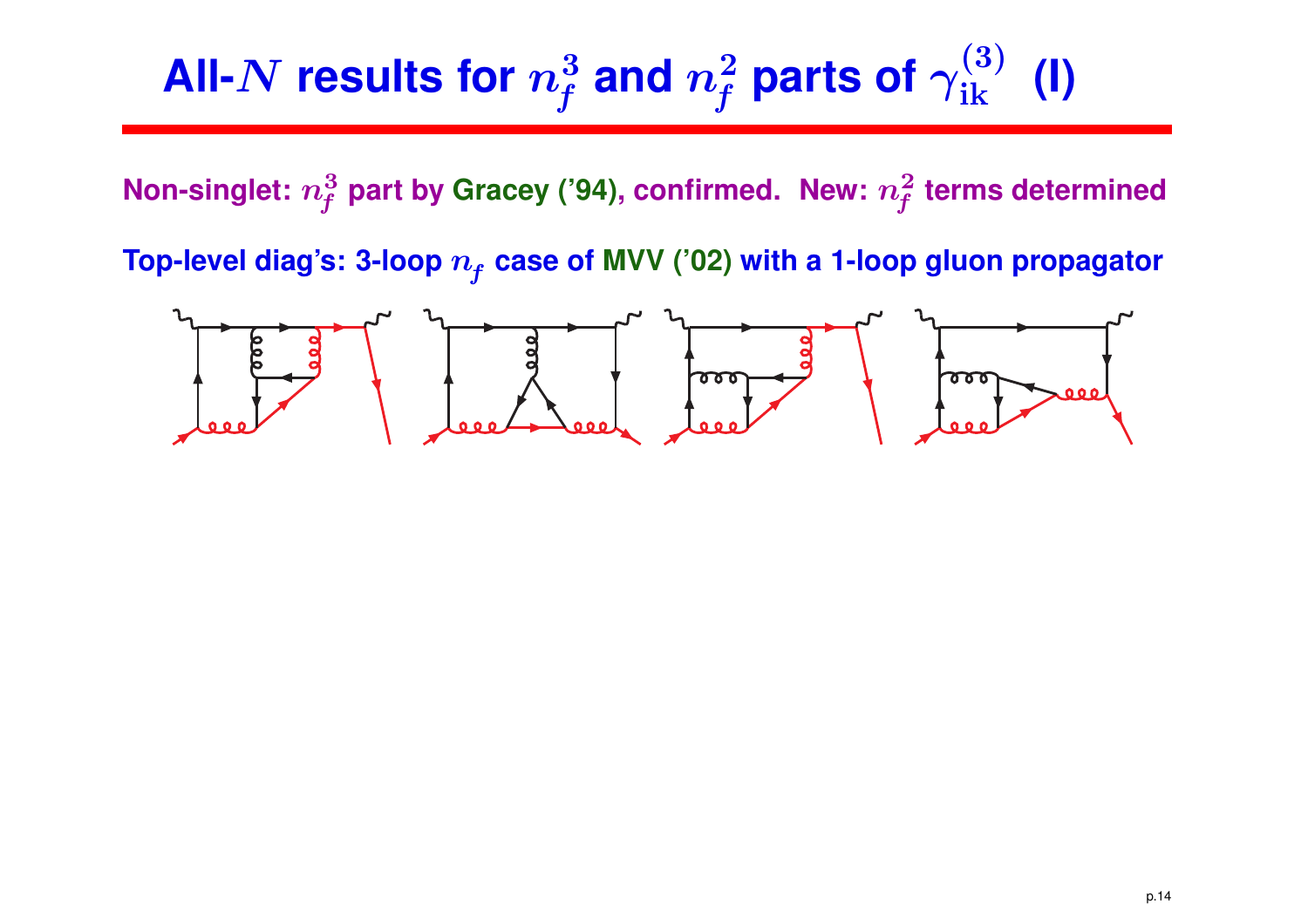# All-$N$ results for $n_f^3$ and $n_f^2$ parts of $\gamma_{\mathrm{ik}}^{(3)}$ (I)

**Non-singlet: $n_f^3$ part by Gracey ('94), confirmed. New: $n_f^2$ terms determined**

**Top-level diag's: 3-loop $n_f$ case of MVV ('02) with a 1-loop gluon propagator**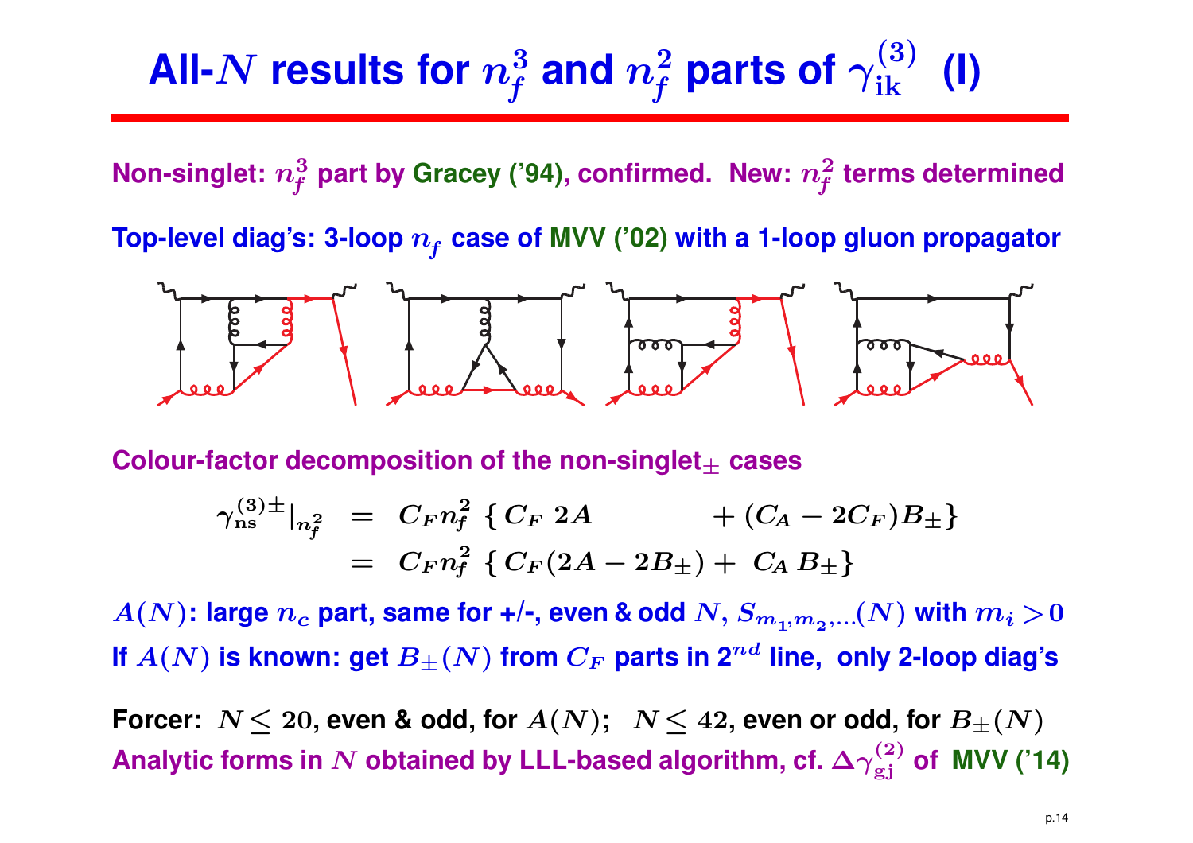# All-$N$ results for $n_f^3$ and $n_f^2$ parts of $\gamma_{\rm ik}^{(3)}$ (I)

**Non-singlet: $n_f^3$ part by Gracey ('94), confirmed. New: $n_f^2$ terms determined**

**Top-level diag's: 3-loop $n_f$ case of MVV ('02) with a 1-loop gluon propagator**

**Colour-factor decomposition of the non-singlet$_\pm$ cases**

$$
\begin{aligned}
\gamma_{\rm ns}^{(3)\pm}|_{n_f^2} &= C_F n_f^2 \; \{ C_F \, 2A \qquad\qquad + (C_A - 2C_F) B_\pm \} \\
&= C_F n_f^2 \; \{ C_F (2A - 2B_\pm) + \; C_A \, B_\pm \}
\end{aligned}
$$

$A(N)$: **large $n_c$ part, same for +/-, even & odd $N$, $S_{m_1,m_2,\ldots}(N)$ with $m_i > 0$**

**If $A(N)$ is known: get $B_\pm(N)$ from $C_F$ parts in 2$^{nd}$ line, only 2-loop diag's**

**Forcer: $N \leq 20$, even & odd, for $A(N)$; $N \leq 42$, even or odd, for $B_\pm(N)$**

**Analytic forms in $N$ obtained by LLL-based algorithm, cf. $\Delta\gamma_{\rm gj}^{(2)}$ of MVV ('14)**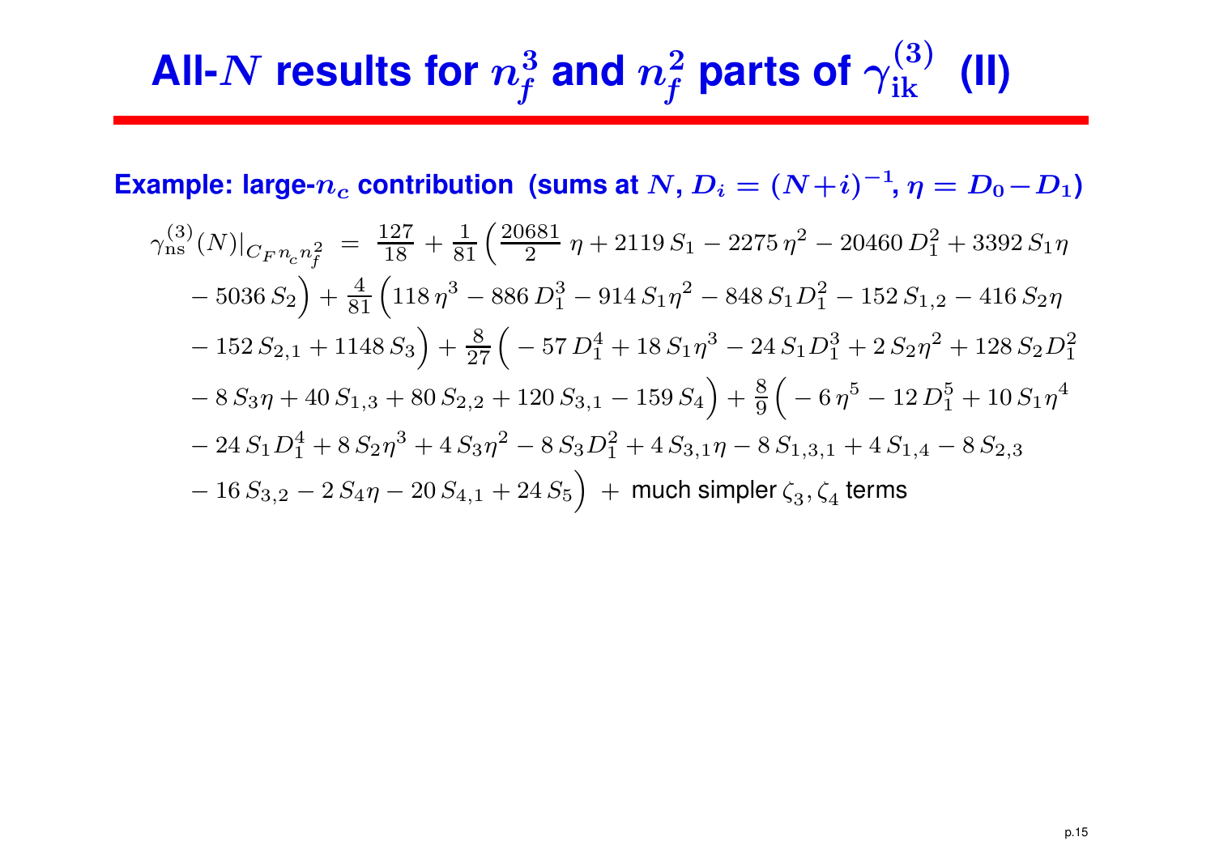# All-$N$ results for $n_f^3$ and $n_f^2$ parts of $\gamma_{\rm ik}^{(3)}$ (II)

**Example: large-$n_c$ contribution (sums at $N$, $D_i = (N+i)^{-1}$, $\eta = D_0 - D_1$)**

$$
\begin{aligned}
\gamma_{\rm ns}^{(3)}(N)\big|_{C_F n_c n_f^2} \;=\;& \frac{127}{18} + \frac{1}{81}\Big(\frac{20681}{2}\,\eta + 2119\,S_1 - 2275\,\eta^2 - 20460\,D_1^2 + 3392\,S_1\eta \\
& - 5036\,S_2\Big) + \frac{4}{81}\Big(118\,\eta^3 - 886\,D_1^3 - 914\,S_1\eta^2 - 848\,S_1 D_1^2 - 152\,S_{1,2} - 416\,S_2\eta \\
& - 152\,S_{2,1} + 1148\,S_3\Big) + \frac{8}{27}\Big(-57\,D_1^4 + 18\,S_1\eta^3 - 24\,S_1 D_1^3 + 2\,S_2\eta^2 + 128\,S_2 D_1^2 \\
& - 8\,S_3\eta + 40\,S_{1,3} + 80\,S_{2,2} + 120\,S_{3,1} - 159\,S_4\Big) + \frac{8}{9}\Big(-6\,\eta^5 - 12\,D_1^5 + 10\,S_1\eta^4 \\
& - 24\,S_1 D_1^4 + 8\,S_2\eta^3 + 4\,S_3\eta^2 - 8\,S_3 D_1^2 + 4\,S_{3,1}\eta - 8\,S_{1,3,1} + 4\,S_{1,4} - 8\,S_{2,3} \\
& - 16\,S_{3,2} - 2\,S_4\eta - 20\,S_{4,1} + 24\,S_5\Big) \;+\; \text{much simpler } \zeta_3, \zeta_4 \text{ terms}
\end{aligned}
$$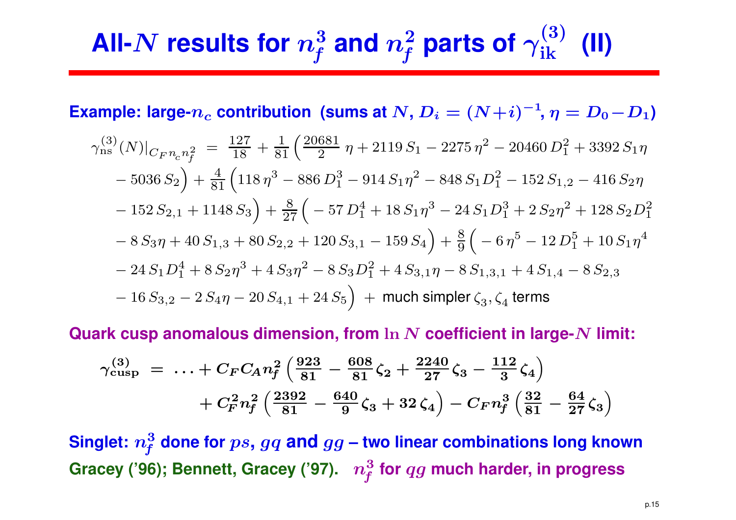# All-$N$ results for $n_f^3$ and $n_f^2$ parts of $\gamma_{\rm ik}^{(3)}$ (II)

**Example: large-$n_c$ contribution (sums at $N$, $D_i = (N+i)^{-1}$, $\eta = D_0 - D_1$)**

$$
\begin{aligned}
\gamma_{\rm ns}^{(3)}(N)|_{C_F n_c n_f^2} \;=\; & \frac{127}{18} + \frac{1}{81}\Big(\frac{20681}{2}\,\eta + 2119\,S_1 - 2275\,\eta^2 - 20460\,D_1^2 + 3392\,S_1\eta \\
& - 5036\,S_2\Big) + \frac{4}{81}\Big(118\,\eta^3 - 886\,D_1^3 - 914\,S_1\eta^2 - 848\,S_1 D_1^2 - 152\,S_{1,2} - 416\,S_2\eta \\
& - 152\,S_{2,1} + 1148\,S_3\Big) + \frac{8}{27}\Big( - 57\,D_1^4 + 18\,S_1\eta^3 - 24\,S_1 D_1^3 + 2\,S_2\eta^2 + 128\,S_2 D_1^2 \\
& - 8\,S_3\eta + 40\,S_{1,3} + 80\,S_{2,2} + 120\,S_{3,1} - 159\,S_4\Big) + \frac{8}{9}\Big( - 6\,\eta^5 - 12\,D_1^5 + 10\,S_1\eta^4 \\
& - 24\,S_1 D_1^4 + 8\,S_2\eta^3 + 4\,S_3\eta^2 - 8\,S_3 D_1^2 + 4\,S_{3,1}\eta - 8\,S_{1,3,1} + 4\,S_{1,4} - 8\,S_{2,3} \\
& - 16\,S_{3,2} - 2\,S_4\eta - 20\,S_{4,1} + 24\,S_5\Big) \;+\; \text{much simpler } \zeta_3, \zeta_4 \text{ terms}
\end{aligned}
$$

**Quark cusp anomalous dimension, from $\ln N$ coefficient in large-$N$ limit:**

$$
\begin{aligned}
\gamma_{\rm cusp}^{(3)} \;=\; & \ldots + C_F C_A n_f^2 \left(\frac{923}{81} - \frac{608}{81}\zeta_2 + \frac{2240}{27}\zeta_3 - \frac{112}{3}\zeta_4\right) \\
& + C_F^2 n_f^2 \left(\frac{2392}{81} - \frac{640}{9}\zeta_3 + 32\,\zeta_4\right) - C_F n_f^3 \left(\frac{32}{81} - \frac{64}{27}\zeta_3\right)
\end{aligned}
$$

**Singlet: $n_f^3$ done for $ps$, $gq$ and $gg$ – two linear combinations long known**
**Gracey ('96); Bennett, Gracey ('97). $n_f^3$ for $qg$ much harder, in progress**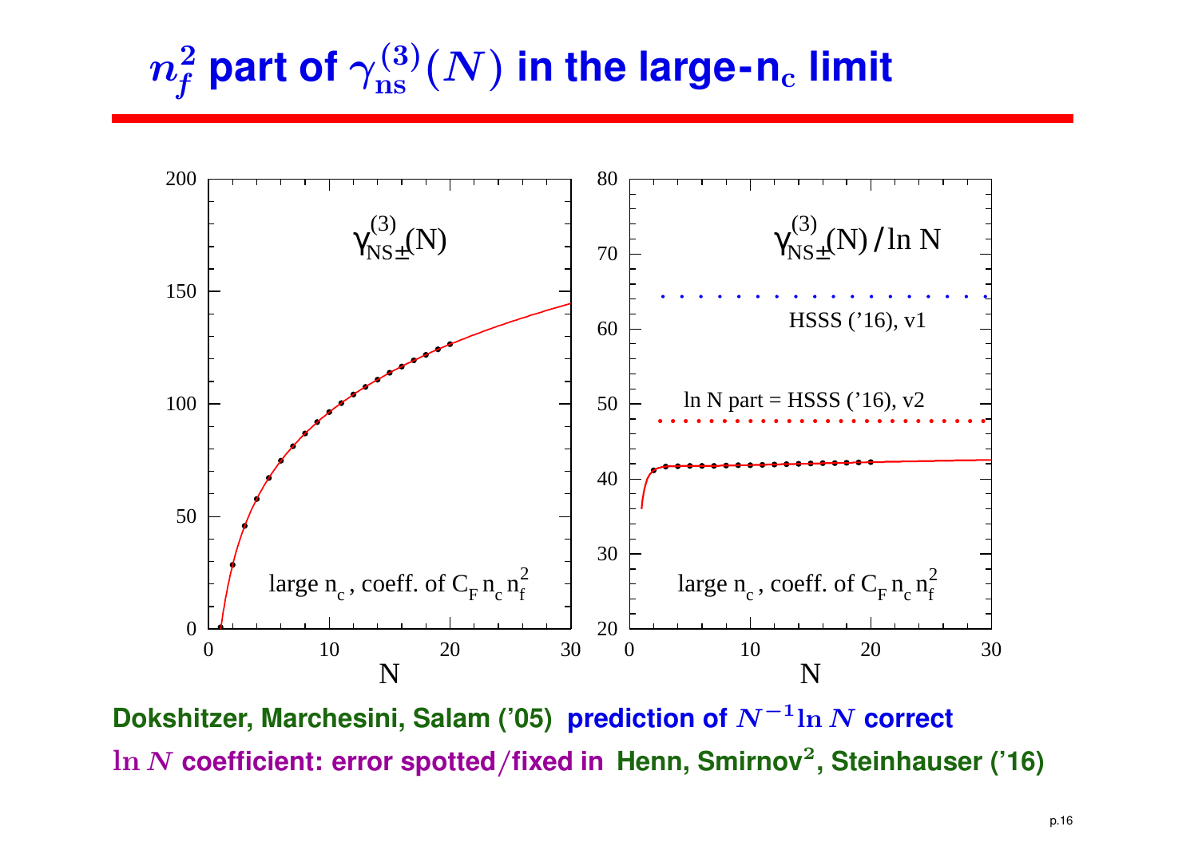# $n_f^2$ part of $\gamma_{\rm ns}^{(3)}(N)$ in the large-$n_c$ limit

Dokshitzer, Marchesini, Salam ('05) **prediction of $N^{-1}\ln N$ correct**

$\ln N$ **coefficient: error spotted/fixed in** Henn, Smirnov[2], Steinhauser ('16)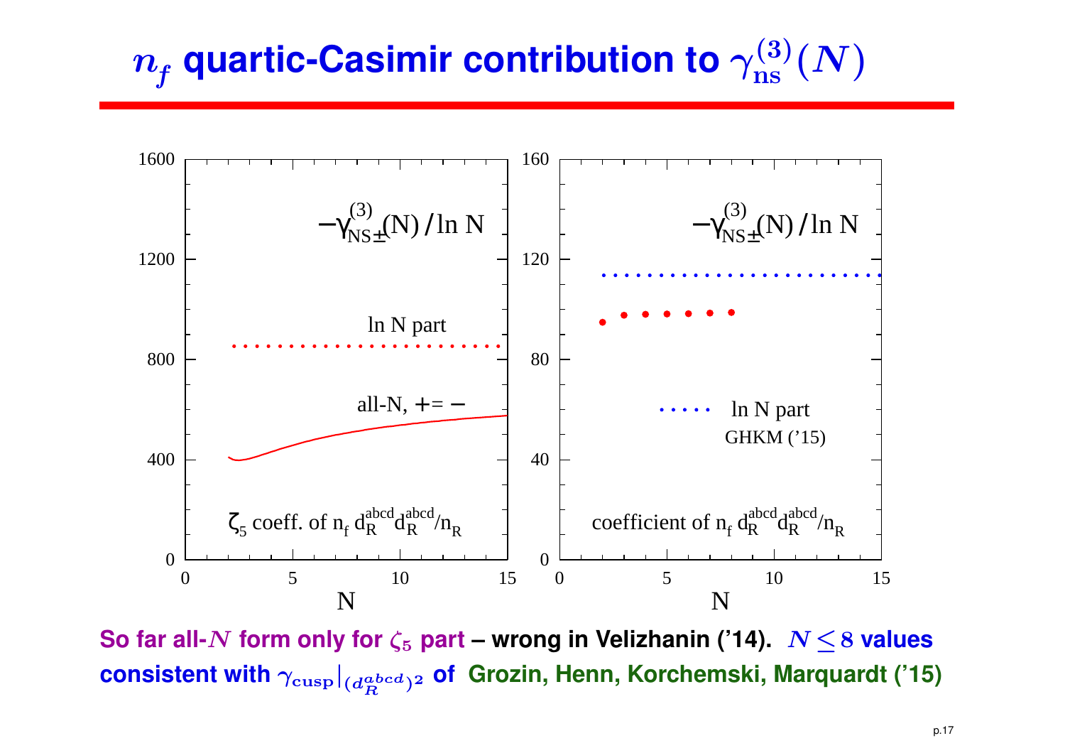# $n_f$ quartic-Casimir contribution to $\gamma_{\rm ns}^{(3)}(N)$

**So far all-$N$ form only for $\zeta_5$ part – wrong in Velizhanin ('14). $N \leq 8$ values consistent with $\gamma_{\rm cusp}|_{(d_R^{abcd})^2}$ of Grozin, Henn, Korchemski, Marquardt ('15)**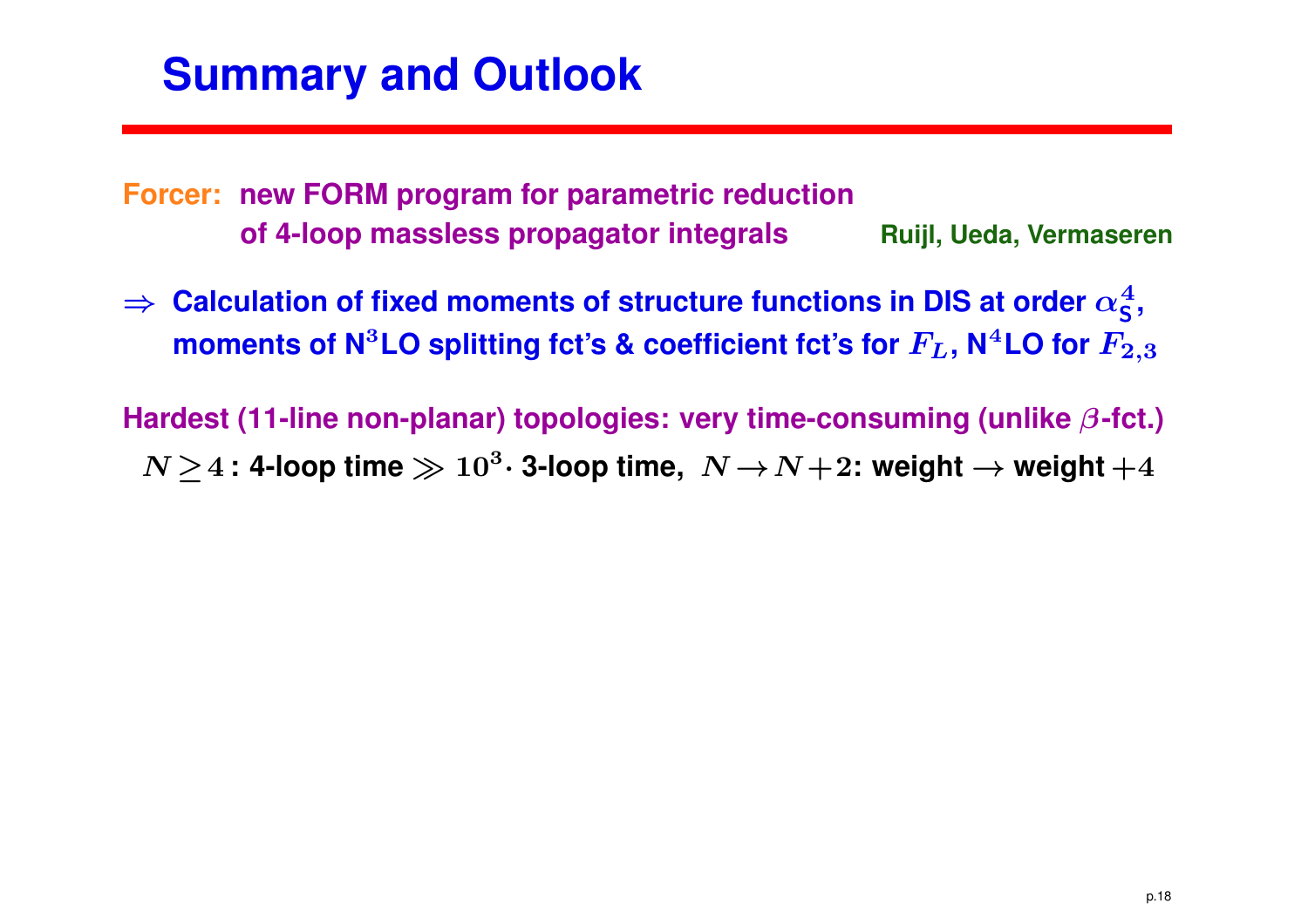# Summary and Outlook

**Forcer:** new FORM program for parametric reduction of 4-loop massless propagator integrals — Ruijl, Ueda, Vermaseren

$\Rightarrow$ Calculation of fixed moments of structure functions in DIS at order $\alpha_S^4$, moments of N$^3$LO splitting fct's & coefficient fct's for $F_L$, N$^4$LO for $F_{2,3}$

Hardest (11-line non-planar) topologies: very time-consuming (unlike $\beta$-fct.)

$N \geq 4$ : 4-loop time $\gg 10^3 \cdot$ 3-loop time, $N \rightarrow N+2$: weight $\rightarrow$ weight $+4$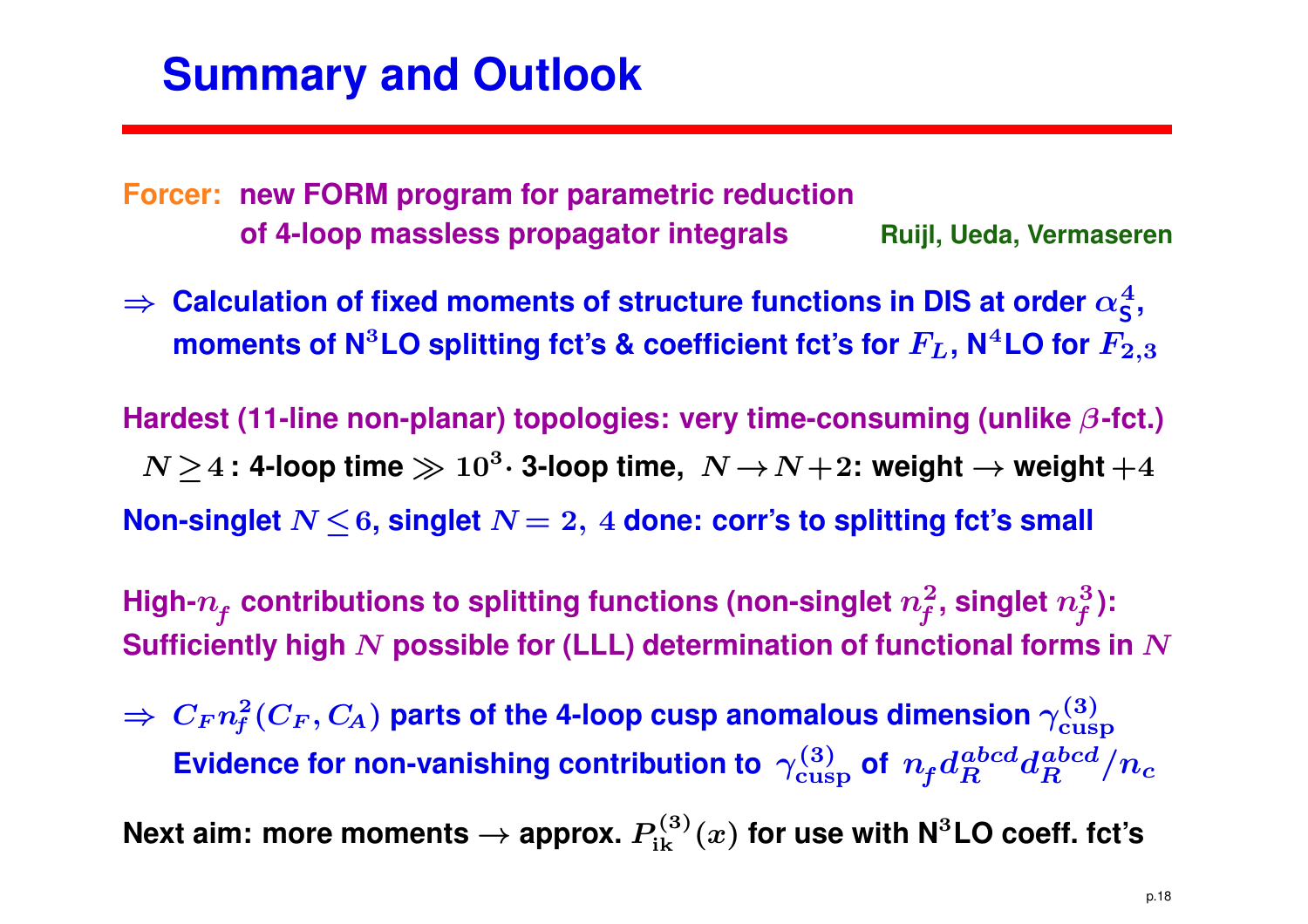# Summary and Outlook

**Forcer: new FORM program for parametric reduction of 4-loop massless propagator integrals** — Ruijl, Ueda, Vermaseren

$\Rightarrow$ **Calculation of fixed moments of structure functions in DIS at order $\alpha_S^4$, moments of N$^3$LO splitting fct's & coefficient fct's for $F_L$, N$^4$LO for $F_{2,3}$**

**Hardest (11-line non-planar) topologies: very time-consuming (unlike $\beta$-fct.)**

$N \geq 4$ **: 4-loop time** $\gg 10^3 \cdot$ **3-loop time,** $N \to N+2$**: weight** $\to$ **weight** $+4$

**Non-singlet $N \leq 6$, singlet $N = 2,\ 4$ done: corr's to splitting fct's small**

**High-$n_f$ contributions to splitting functions (non-singlet $n_f^2$, singlet $n_f^3$): Sufficiently high $N$ possible for (LLL) determination of functional forms in $N$**

$\Rightarrow$ **$C_F n_f^2 (C_F, C_A)$ parts of the 4-loop cusp anomalous dimension $\gamma_{\mathrm{cusp}}^{(3)}$ Evidence for non-vanishing contribution to $\gamma_{\mathrm{cusp}}^{(3)}$ of $n_f d_R^{abcd} d_R^{abcd} / n_c$**

**Next aim: more moments $\to$ approx. $P_{\mathrm{ik}}^{(3)}(x)$ for use with N$^3$LO coeff. fct's**